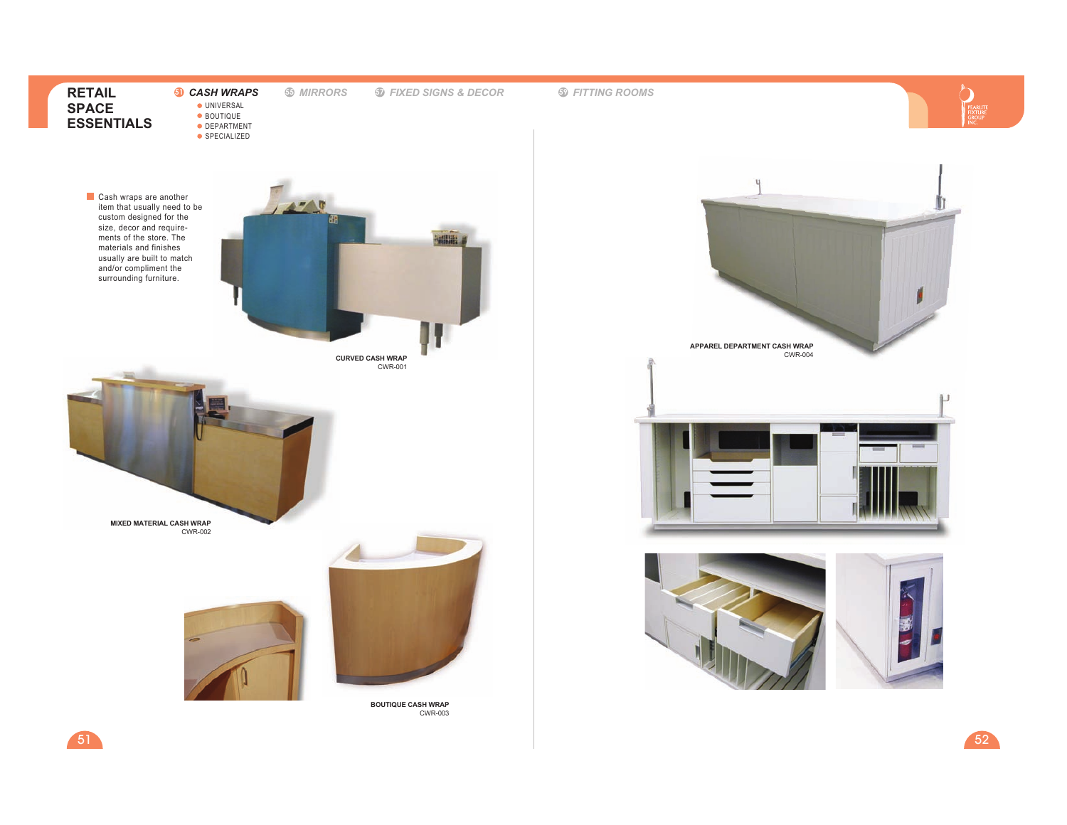# RETAIL SPACE ESSENTIALS

**51 CASH WRAPS**
- UNIVERSAL
- BOUTIQUE
- DEPARTMENT
- SPECIALIZED

55 MIRRORS

57 FIXED SIGNS & DECOR

59 FITTING ROOMS

Cash wraps are another item that usually need to be custom designed for the size, decor and requirements of the store. The materials and finishes usually are built to match and/or compliment the surrounding furniture.

**CURVED CASH WRAP**
CWR-001

**MIXED MATERIAL CASH WRAP**
CWR-002

**BOUTIQUE CASH WRAP**
CWR-003

**APPAREL DEPARTMENT CASH WRAP**
CWR-004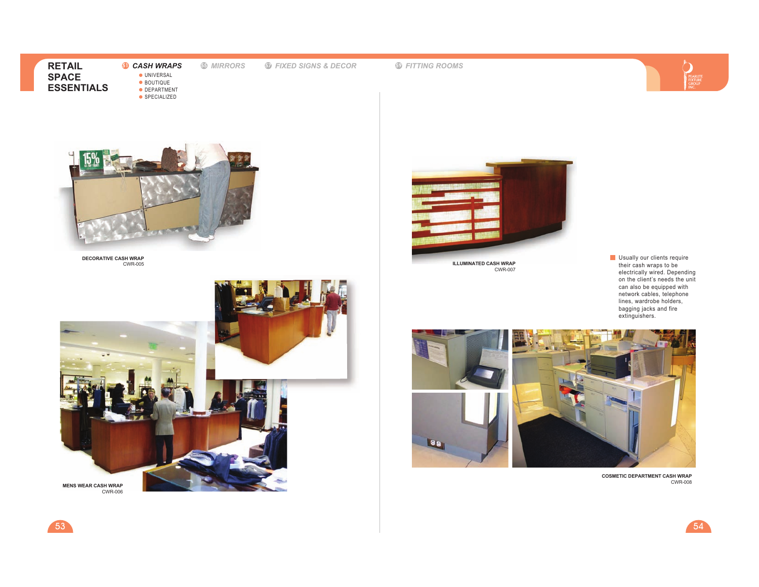# RETAIL SPACE ESSENTIALS

**51 CASH WRAPS**
- UNIVERSAL
- BOUTIQUE
- DEPARTMENT
- SPECIALIZED

55 MIRRORS

57 FIXED SIGNS & DECOR

59 FITTING ROOMS

**DECORATIVE CASH WRAP**
CWR-005

**MENS WEAR CASH WRAP**
CWR-006

**ILLUMINATED CASH WRAP**
CWR-007

Usually our clients require their cash wraps to be electrically wired. Depending on the client's needs the unit can also be equipped with network cables, telephone lines, wardrobe holders, bagging jacks and fire extinguishers.

**COSMETIC DEPARTMENT CASH WRAP**
CWR-008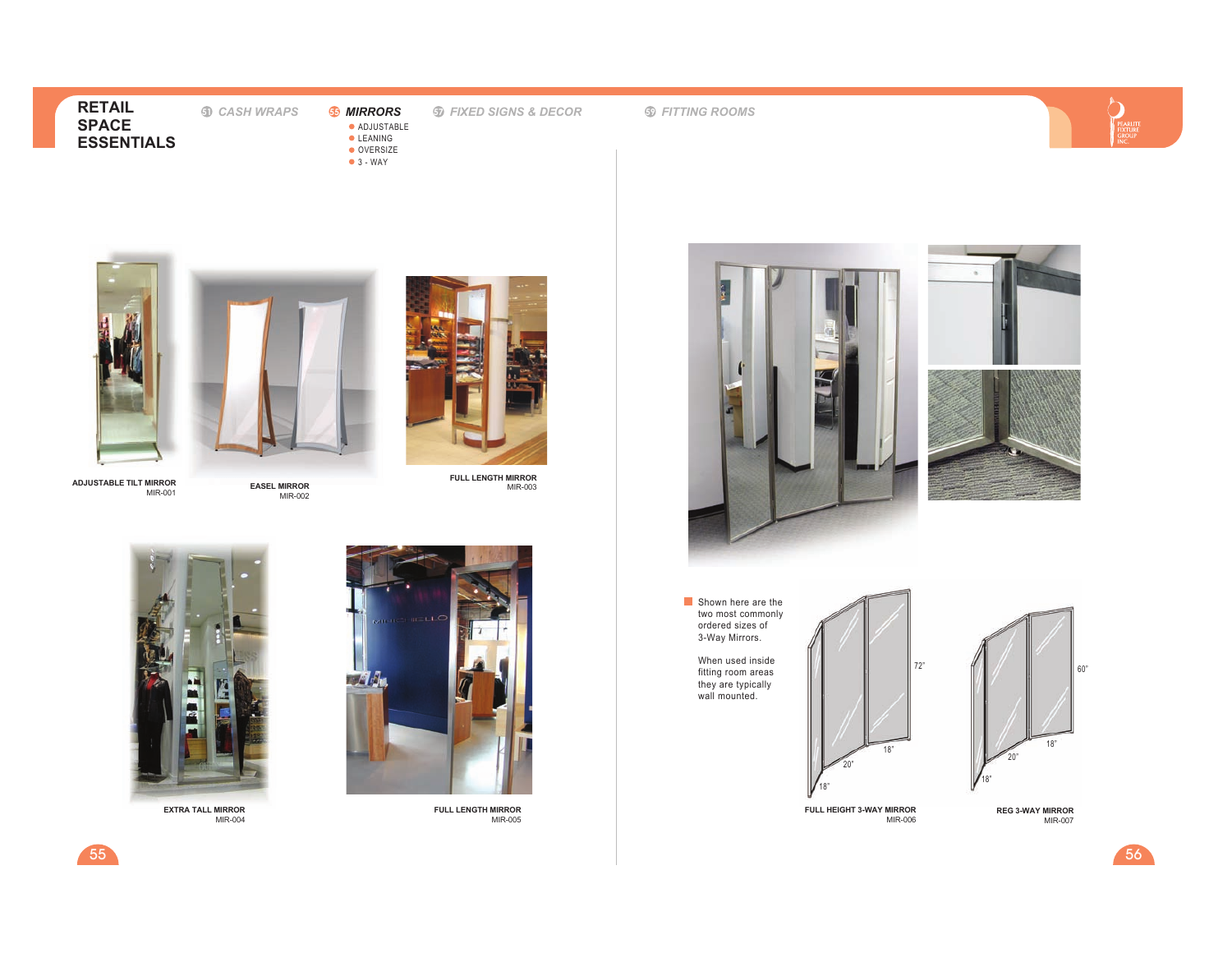# RETAIL SPACE ESSENTIALS

51 CASH WRAPS

55 **MIRRORS**
- ADJUSTABLE
- LEANING
- OVERSIZE
- 3 - WAY

57 FIXED SIGNS & DECOR

59 FITTING ROOMS

**ADJUSTABLE TILT MIRROR**
MIR-001

**EASEL MIRROR**
MIR-002

**FULL LENGTH MIRROR**
MIR-003

**EXTRA TALL MIRROR**
MIR-004

**FULL LENGTH MIRROR**
MIR-005

Shown here are the two most commonly ordered sizes of 3-Way Mirrors.

When used inside fitting room areas they are typically wall mounted.

72"
18"
20"
18"

**FULL HEIGHT 3-WAY MIRROR**
MIR-006

60"
18"
20"
18"

**REG 3-WAY MIRROR**
MIR-007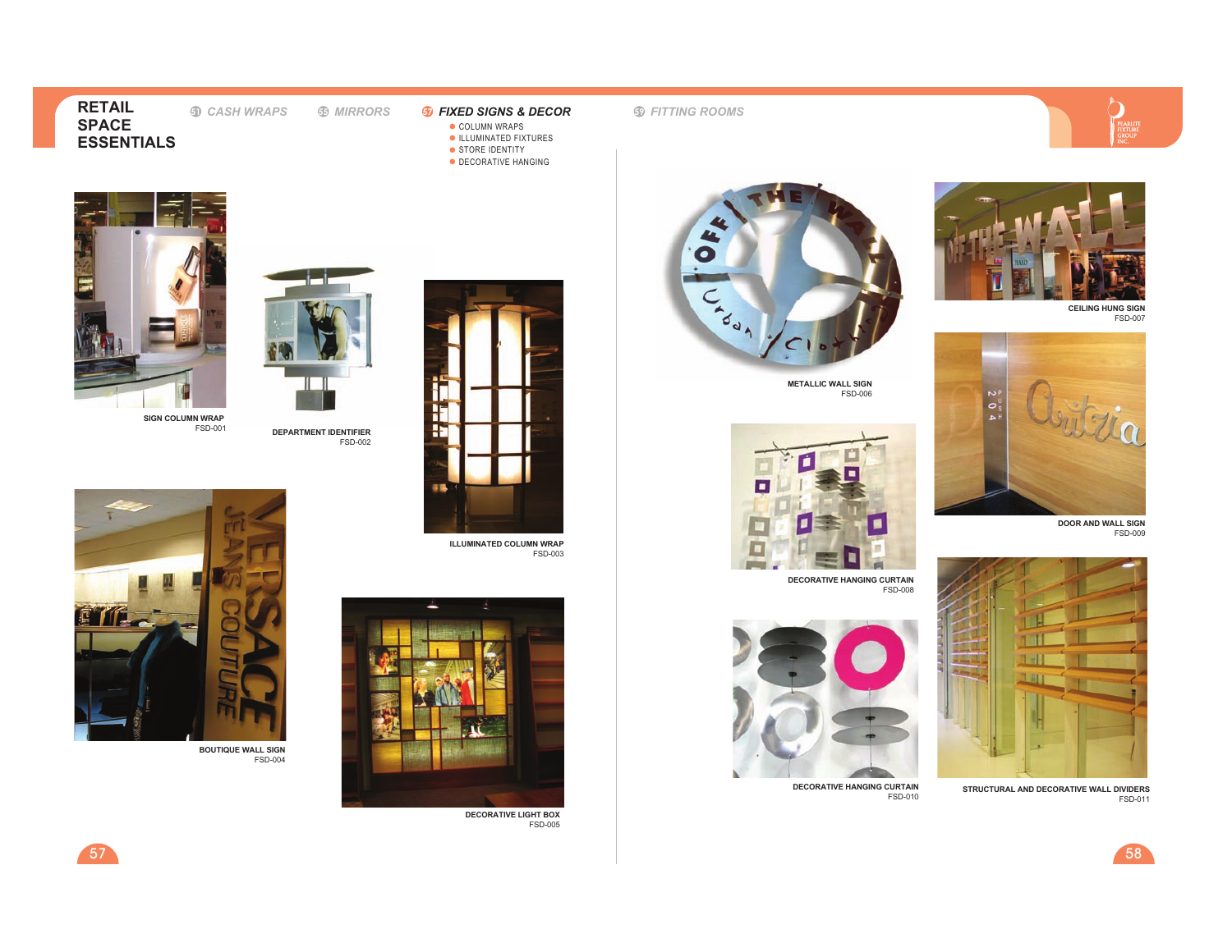# RETAIL SPACE ESSENTIALS

51 CASH WRAPS

55 MIRRORS

57 **FIXED SIGNS & DECOR**

- COLUMN WRAPS
- ILLUMINATED FIXTURES
- STORE IDENTITY
- DECORATIVE HANGING

59 FITTING ROOMS

PEARLITE FIXTURE GROUP INC.

**SIGN COLUMN WRAP**
FSD-001

**DEPARTMENT IDENTIFIER**
FSD-002

**ILLUMINATED COLUMN WRAP**
FSD-003

**BOUTIQUE WALL SIGN**
FSD-004

**DECORATIVE LIGHT BOX**
FSD-005

**METALLIC WALL SIGN**
FSD-006

**CEILING HUNG SIGN**
FSD-007

**DECORATIVE HANGING CURTAIN**
FSD-008

**DOOR AND WALL SIGN**
FSD-009

**DECORATIVE HANGING CURTAIN**
FSD-010

**STRUCTURAL AND DECORATIVE WALL DIVIDERS**
FSD-011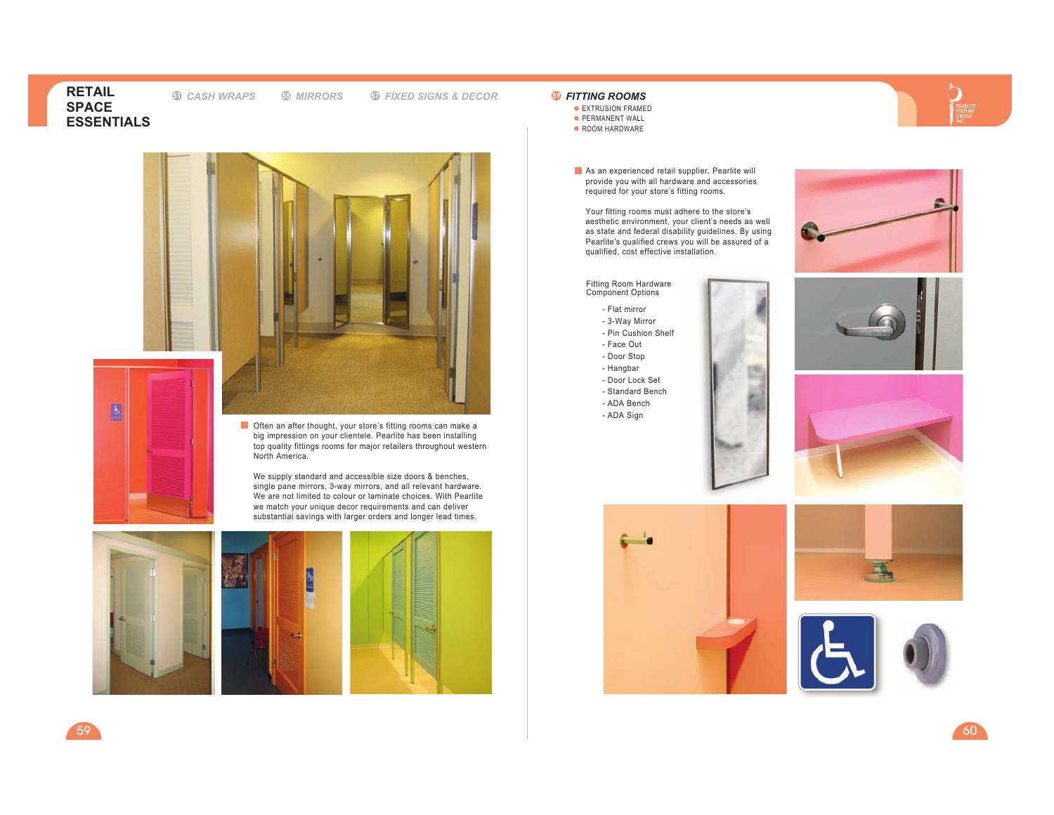# RETAIL SPACE ESSENTIALS

51 CASH WRAPS  55 MIRRORS  57 FIXED SIGNS & DECOR

## 59 FITTING ROOMS

- EXTRUSION FRAMED
- PERMANENT WALL
- ROOM HARDWARE

Often an after thought, your store's fitting rooms can make a big impression on your clientele. Pearlite has been installing top quality fittings rooms for major retailers throughout western North America.

We supply standard and accessible size doors & benches, single pane mirrors, 3-way mirrors, and all relevant hardware. We are not limited to colour or laminate choices. With Pearlite we match your unique decor requirements and can deliver substantial savings with larger orders and longer lead times.

As an experienced retail supplier, Pearlite will provide you with all hardware and accessories required for your store's fitting rooms.

Your fitting rooms must adhere to the store's aesthetic environment, your client's needs as well as state and federal disability guidelines. By using Pearlite's qualified crews you will be assured of a qualified, cost effective installation.

Fitting Room Hardware Component Options

- Flat mirror
- 3-Way Mirror
- Pin Cushion Shelf
- Face Out
- Door Stop
- Hangbar
- Door Lock Set
- Standard Bench
- ADA Bench
- ADA Sign